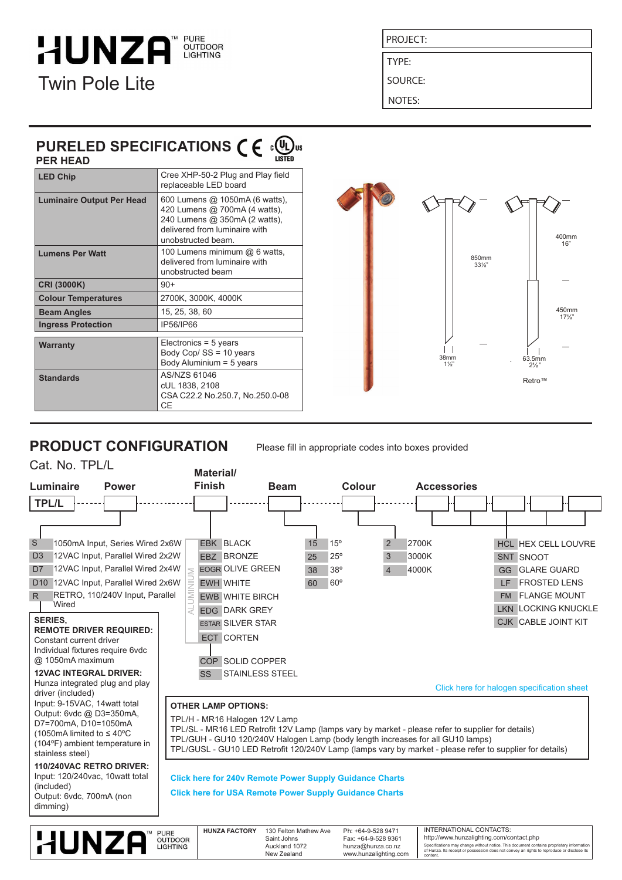# HUNZA™ PURE OUTDOOR LIGHTING

## Twin Pole Lite

| PROJECT: |
|---|
| TYPE: |
| SOURCE: |
| NOTES: |

## PURELED SPECIFICATIONS

### PER HEAD

| | |
|---|---|
| **LED Chip** | Cree XHP-50-2 Plug and Play field replaceable LED board |
| **Luminaire Output Per Head** | 600 Lumens @ 1050mA (6 watts), 420 Lumens @ 700mA (4 watts), 240 Lumens @ 350mA (2 watts), delivered from luminaire with unobstructed beam. |
| **Lumens Per Watt** | 100 Lumens minimum @ 6 watts, delivered from luminaire with unobstructed beam |
| **CRI (3000K)** | 90+ |
| **Colour Temperatures** | 2700K, 3000K, 4000K |
| **Beam Angles** | 15, 25, 38, 60 |
| **Ingress Protection** | IP56/IP66 |

| | |
|---|---|
| **Warranty** | Electronics = 5 years<br>Body Cop/ SS = 10 years<br>Body Aluminium = 5 years |
| **Standards** | AS/NZS 61046<br>cUL 1838, 2108<br>CSA C22.2 No.250.7, No.250.0-08<br>CE |

850mm 33½"

38mm 1½"

400mm 16"

450mm 17½"

63.5mm 2½"

Retro™

## PRODUCT CONFIGURATION

Please fill in appropriate codes into boxes provided

Cat. No. TPL/L

| Luminaire | Power | Material/ Finish | Beam | Colour | Accessories |
|---|---|---|---|---|---|
| TPL/L | | | | | |

**Power**

| Code | Description |
|---|---|
| S | 1050mA Input, Series Wired 2x6W |
| D3 | 12VAC Input, Parallel Wired 2x2W |
| D7 | 12VAC Input, Parallel Wired 2x4W |
| D10 | 12VAC Input, Parallel Wired 2x6W |
| R | RETRO, 110/240V Input, Parallel Wired |

**SERIES, REMOTE DRIVER REQUIRED:** Constant current driver Individual fixtures require 6vdc @ 1050mA maximum

**12VAC INTEGRAL DRIVER:** Hunza integrated plug and play driver (included) Input: 9-15VAC, 14watt total Output: 6vdc @ D3=350mA, D7=700mA, D10=1050mA (1050mA limited to ≤ 40ºC (104ºF) ambient temperature in stainless steel)

**110/240VAC RETRO DRIVER:** Input: 120/240vac, 10watt total (included) Output: 6vdc, 700mA (non dimming)

**Material/Finish**

| Code | Description |
|---|---|
| ALUMINIUM: | |
| EBK | BLACK |
| EBZ | BRONZE |
| EOGR | OLIVE GREEN |
| EWH | WHITE |
| EWB | WHITE BIRCH |
| EDG | DARK GREY |
| ESTAR | SILVER STAR |
| ECT | CORTEN |
| COP | SOLID COPPER |
| SS | STAINLESS STEEL |

**Beam**

| Code | Description |
|---|---|
| 15 | 15º |
| 25 | 25º |
| 38 | 38º |
| 60 | 60º |

**Colour**

| Code | Description |
|---|---|
| 2 | 2700K |
| 3 | 3000K |
| 4 | 4000K |

**Accessories**

| Code | Description |
|---|---|
| HCL | HEX CELL LOUVRE |
| SNT | SNOOT |
| GG | GLARE GUARD |
| LF | FROSTED LENS |
| FM | FLANGE MOUNT |
| LKN | LOCKING KNUCKLE |
| CJK | CABLE JOINT KIT |

Click here for halogen specification sheet

**OTHER LAMP OPTIONS:**

TPL/H - MR16 Halogen 12V Lamp
TPL/SL - MR16 LED Retrofit 12V Lamp (lamps vary by market - please refer to supplier for details)
TPL/GUH - GU10 120/240V Halogen Lamp (body length increases for all GU10 lamps)
TPL/GUSL - GU10 LED Retrofit 120/240V Lamp (lamps vary by market - please refer to supplier for details)

**Click here for 240v Remote Power Supply Guidance Charts**

**Click here for USA Remote Power Supply Guidance Charts**

HUNZA™ PURE OUTDOOR LIGHTING

**HUNZA FACTORY** 130 Felton Mathew Ave Saint Johns Auckland 1072 New Zealand

Ph: +64-9-528 9471 Fax: +64-9-528 9361 hunza@hunza.co.nz www.hunzalighting.com

INTERNATIONAL CONTACTS: http://www.hunzalighting.com/contact.php

Specifications may change without notice. This document contains proprietary information of Hunza. Its receipt or possession does not convey an rights to reproduce or disclose its content.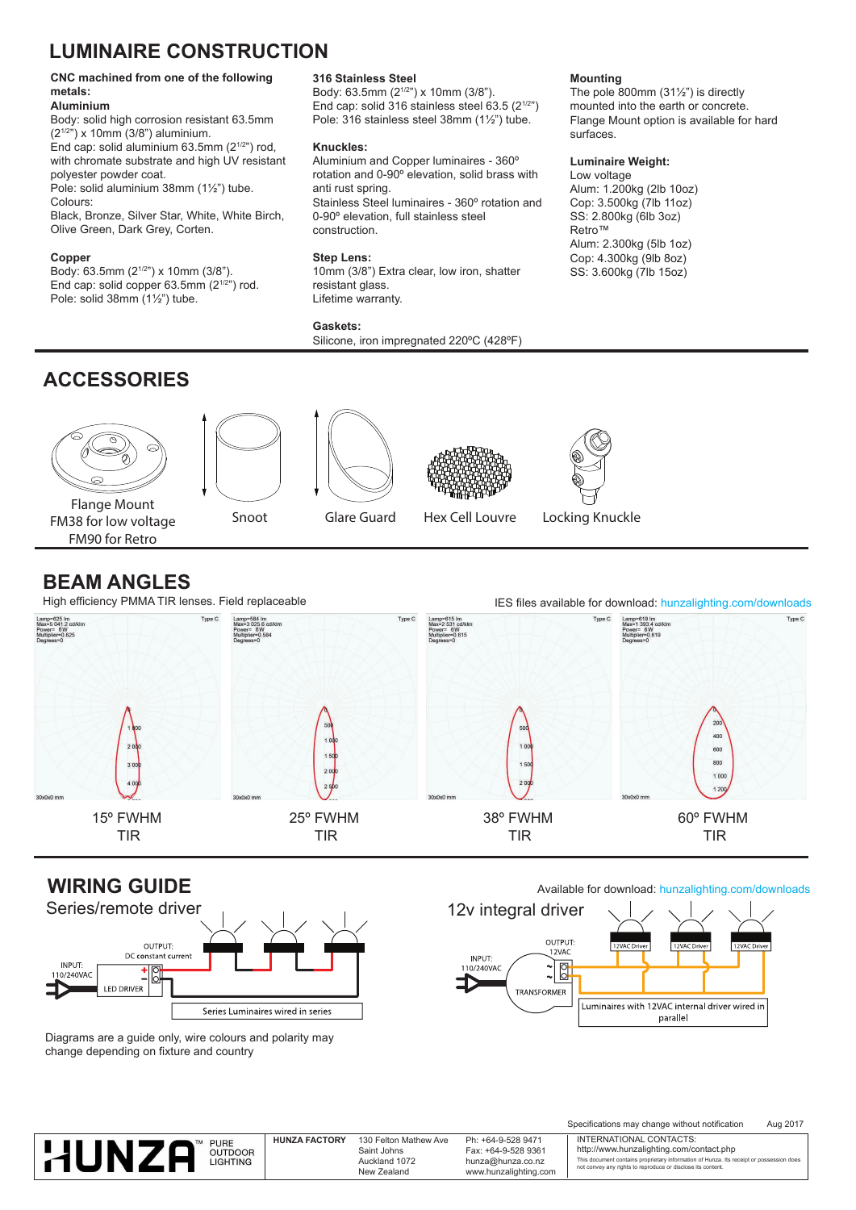## LUMINAIRE CONSTRUCTION

**CNC machined from one of the following metals:**

**Aluminium**
Body: solid high corrosion resistant 63.5mm (2[1/2]") x 10mm (3/8") aluminium.
End cap: solid aluminium 63.5mm (2[1/2]") rod, with chromate substrate and high UV resistant polyester powder coat.
Pole: solid aluminium 38mm (1½") tube.
Colours:
Black, Bronze, Silver Star, White, White Birch, Olive Green, Dark Grey, Corten.

**Copper**
Body: 63.5mm (2[1/2]") x 10mm (3/8").
End cap: solid copper 63.5mm (2[1/2]") rod.
Pole: solid 38mm (1½") tube.

**316 Stainless Steel**
Body: 63.5mm (2[1/2]") x 10mm (3/8").
End cap: solid 316 stainless steel 63.5 (2[1/2]")
Pole: 316 stainless steel 38mm (1½") tube.

**Knuckles:**
Aluminium and Copper luminaires - 360º rotation and 0-90º elevation, solid brass with anti rust spring.
Stainless Steel luminaires - 360º rotation and 0-90º elevation, full stainless steel construction.

**Step Lens:**
10mm (3/8") Extra clear, low iron, shatter resistant glass.
Lifetime warranty.

**Gaskets:**
Silicone, iron impregnated 220ºC (428ºF)

**Mounting**
The pole 800mm (31½") is directly mounted into the earth or concrete.
Flange Mount option is available for hard surfaces.

**Luminaire Weight:**
Low voltage
Alum: 1.200kg (2lb 10oz)
Cop: 3.500kg (7lb 11oz)
SS: 2.800kg (6lb 3oz)
Retro™
Alum: 2.300kg (5lb 1oz)
Cop: 4.300kg (9lb 8oz)
SS: 3.600kg (7lb 15oz)

## ACCESSORIES

Flange Mount
FM38 for low voltage
FM90 for Retro

Snoot

Glare Guard

Hex Cell Louvre

Locking Knuckle

## BEAM ANGLES

High efficiency PMMA TIR lenses. Field replaceable

IES files available for download: hunzalighting.com/downloads

Lamp=625 lm
Max=5 041.2 cd/klm
Power= 6W
Multiplier=0.625
Degrees=0
Type C
1 000
2 000
3 000
4 000
30x0x0 mm

15º FWHM
TIR

Lamp=584 lm
Max=3 025.6 cd/klm
Power= 6W
Multiplier=0.584
Degrees=0
Type C
500
1 000
1 500
2 000
2 500
30x0x0 mm

25º FWHM
TIR

Lamp=615 lm
Max=2 531 cd/klm
Power= 6W
Multiplier=0.615
Degrees=0
Type C
500
1 000
1 500
2 000
30x0x0 mm

38º FWHM
TIR

Lamp=619 lm
Max=1 303.4 cd/klm
Power= 6W
Multiplier=0.619
Degrees=0
Type C
200
400
600
800
1 000
1 200
30x0x0 mm

60º FWHM
TIR

## WIRING GUIDE

### Series/remote driver

INPUT:
110/240VAC
OUTPUT:
DC constant current
LED DRIVER
Series Luminaires wired in series

Available for download: hunzalighting.com/downloads

### 12v integral driver

INPUT:
110/240VAC
OUTPUT:
12VAC
TRANSFORMER
12VAC Driver
12VAC Driver
12VAC Driver
Luminaires with 12VAC internal driver wired in parallel

Diagrams are a guide only, wire colours and polarity may change depending on fixture and country

Specifications may change without notification Aug 2017

HUNZA™ PURE OUTDOOR LIGHTING

**HUNZA FACTORY**
130 Felton Mathew Ave
Saint Johns
Auckland 1072
New Zealand

Ph: +64-9-528 9471
Fax: +64-9-528 9361
hunza@hunza.co.nz
www.hunzalighting.com

INTERNATIONAL CONTACTS:
http://www.hunzalighting.com/contact.php
This document contains proprietary information of Hunza. Its receipt or possession does not convey any rights to reproduce or disclose its content.